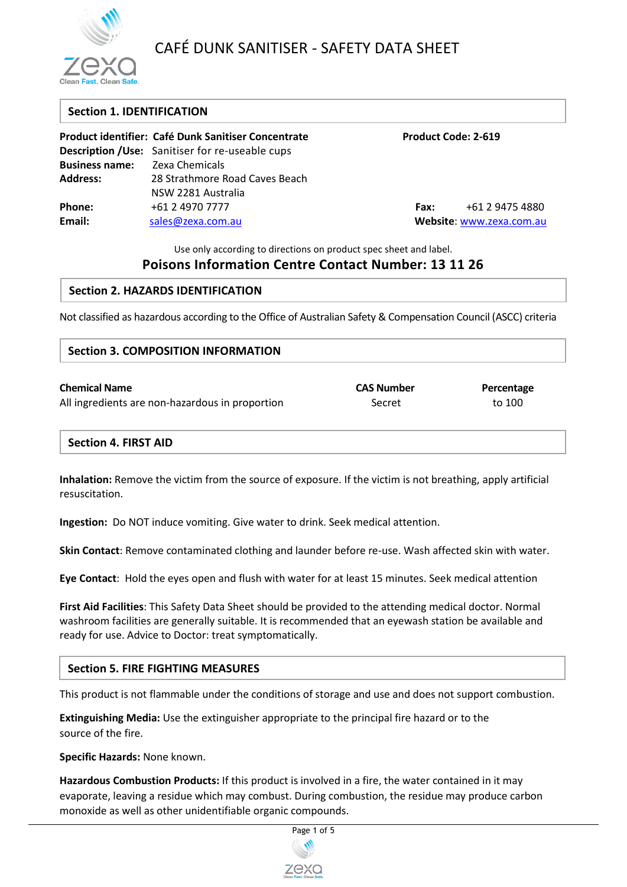# CAFÉ DUNK SANITISER - SAFETY DATA SHEET

## Section 1. IDENTIFICATION

**Product identifier:** **Café Dunk Sanitiser Concentrate** **Product Code: 2-619**

**Description /Use:** Sanitiser for re-useable cups

**Business name:** Zexa Chemicals

**Address:** 28 Strathmore Road Caves Beach
NSW 2281 Australia

**Phone:** +61 2 4970 7777 **Fax:** +61 2 9475 4880

**Email:** sales@zexa.com.au **Website**: www.zexa.com.au

Use only according to directions on product spec sheet and label.

**Poisons Information Centre Contact Number: 13 11 26**

## Section 2. HAZARDS IDENTIFICATION

Not classified as hazardous according to the Office of Australian Safety & Compensation Council (ASCC) criteria

## Section 3. COMPOSITION INFORMATION

| Chemical Name | CAS Number | Percentage |
|---|---|---|
| All ingredients are non-hazardous in proportion | Secret | to 100 |

## Section 4. FIRST AID

**Inhalation:** Remove the victim from the source of exposure. If the victim is not breathing, apply artificial resuscitation.

**Ingestion:** Do NOT induce vomiting. Give water to drink. Seek medical attention.

**Skin Contact**: Remove contaminated clothing and launder before re-use. Wash affected skin with water.

**Eye Contact**: Hold the eyes open and flush with water for at least 15 minutes. Seek medical attention

**First Aid Facilities**: This Safety Data Sheet should be provided to the attending medical doctor. Normal washroom facilities are generally suitable. It is recommended that an eyewash station be available and ready for use. Advice to Doctor: treat symptomatically.

## Section 5. FIRE FIGHTING MEASURES

This product is not flammable under the conditions of storage and use and does not support combustion.

**Extinguishing Media:** Use the extinguisher appropriate to the principal fire hazard or to the source of the fire.

**Specific Hazards:** None known.

**Hazardous Combustion Products:** If this product is involved in a fire, the water contained in it may evaporate, leaving a residue which may combust. During combustion, the residue may produce carbon monoxide as well as other unidentifiable organic compounds.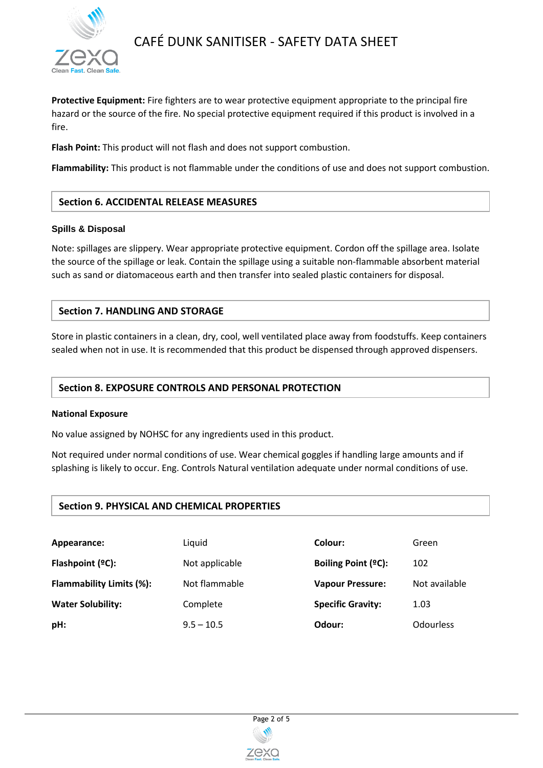**Protective Equipment:** Fire fighters are to wear protective equipment appropriate to the principal fire hazard or the source of the fire. No special protective equipment required if this product is involved in a fire.

**Flash Point:** This product will not flash and does not support combustion.

**Flammability:** This product is not flammable under the conditions of use and does not support combustion.

## Section 6. ACCIDENTAL RELEASE MEASURES

### Spills & Disposal

Note: spillages are slippery. Wear appropriate protective equipment. Cordon off the spillage area. Isolate the source of the spillage or leak. Contain the spillage using a suitable non-flammable absorbent material such as sand or diatomaceous earth and then transfer into sealed plastic containers for disposal.

## Section 7. HANDLING AND STORAGE

Store in plastic containers in a clean, dry, cool, well ventilated place away from foodstuffs. Keep containers sealed when not in use. It is recommended that this product be dispensed through approved dispensers.

## Section 8. EXPOSURE CONTROLS AND PERSONAL PROTECTION

### National Exposure

No value assigned by NOHSC for any ingredients used in this product.

Not required under normal conditions of use. Wear chemical goggles if handling large amounts and if splashing is likely to occur. Eng. Controls Natural ventilation adequate under normal conditions of use.

## Section 9. PHYSICAL AND CHEMICAL PROPERTIES

| | | | |
|---|---|---|---|
| **Appearance:** | Liquid | **Colour:** | Green |
| **Flashpoint (ºC):** | Not applicable | **Boiling Point (ºC):** | 102 |
| **Flammability Limits (%):** | Not flammable | **Vapour Pressure:** | Not available |
| **Water Solubility:** | Complete | **Specific Gravity:** | 1.03 |
| **pH:** | 9.5 – 10.5 | **Odour:** | Odourless |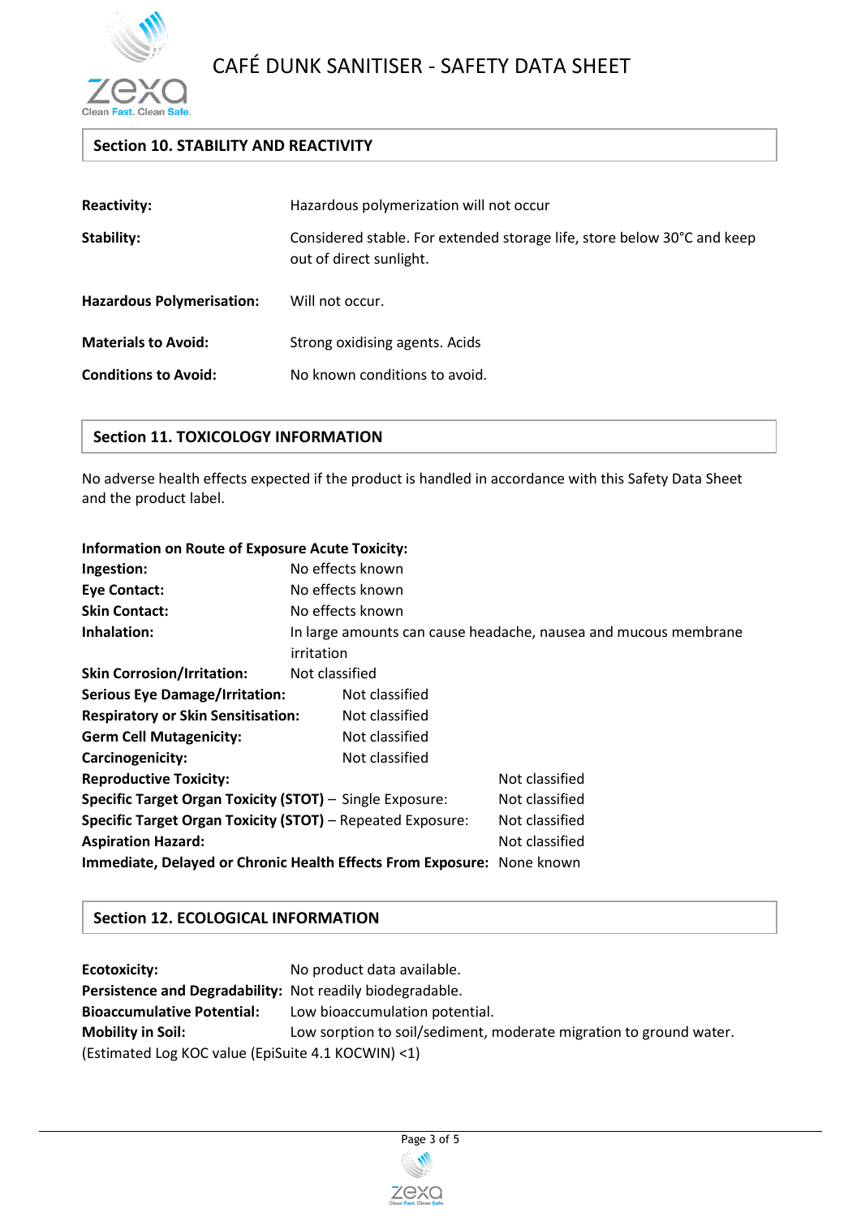## Section 10. STABILITY AND REACTIVITY

| | |
|---|---|
| **Reactivity:** | Hazardous polymerization will not occur |
| **Stability:** | Considered stable. For extended storage life, store below 30°C and keep out of direct sunlight. |
| **Hazardous Polymerisation:** | Will not occur. |
| **Materials to Avoid:** | Strong oxidising agents. Acids |
| **Conditions to Avoid:** | No known conditions to avoid. |

## Section 11. TOXICOLOGY INFORMATION

No adverse health effects expected if the product is handled in accordance with this Safety Data Sheet and the product label.

**Information on Route of Exposure Acute Toxicity:**

| | |
|---|---|
| **Ingestion:** | No effects known |
| **Eye Contact:** | No effects known |
| **Skin Contact:** | No effects known |
| **Inhalation:** | In large amounts can cause headache, nausea and mucous membrane irritation |
| **Skin Corrosion/Irritation:** | Not classified |
| **Serious Eye Damage/Irritation:** | Not classified |
| **Respiratory or Skin Sensitisation:** | Not classified |
| **Germ Cell Mutagenicity:** | Not classified |
| **Carcinogenicity:** | Not classified |
| **Reproductive Toxicity:** | Not classified |
| **Specific Target Organ Toxicity (STOT)** – Single Exposure: | Not classified |
| **Specific Target Organ Toxicity (STOT)** – Repeated Exposure: | Not classified |
| **Aspiration Hazard:** | Not classified |
| **Immediate, Delayed or Chronic Health Effects From Exposure:** | None known |

## Section 12. ECOLOGICAL INFORMATION

| | |
|---|---|
| **Ecotoxicity:** | No product data available. |
| **Persistence and Degradability:** | Not readily biodegradable. |
| **Bioaccumulative Potential:** | Low bioaccumulation potential. |
| **Mobility in Soil:** | Low sorption to soil/sediment, moderate migration to ground water. |

(Estimated Log KOC value (EpiSuite 4.1 KOCWIN) <1)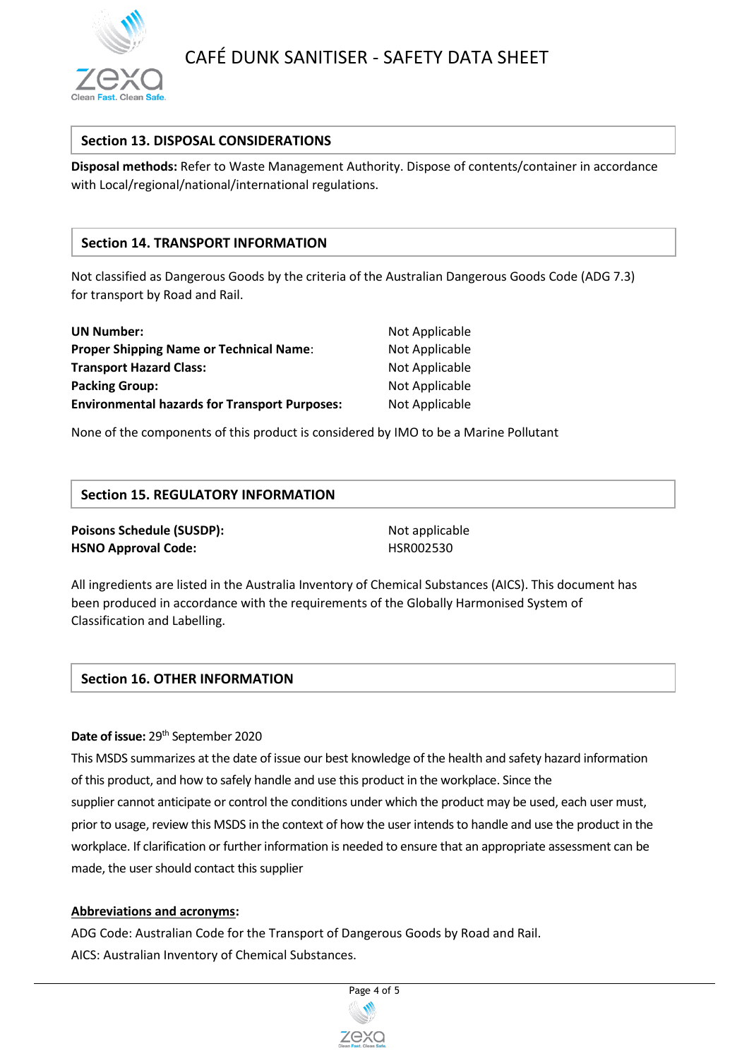## Section 13. DISPOSAL CONSIDERATIONS

**Disposal methods:** Refer to Waste Management Authority. Dispose of contents/container in accordance with Local/regional/national/international regulations.

## Section 14. TRANSPORT INFORMATION

Not classified as Dangerous Goods by the criteria of the Australian Dangerous Goods Code (ADG 7.3) for transport by Road and Rail.

| | |
|---|---|
| **UN Number:** | Not Applicable |
| **Proper Shipping Name or Technical Name**: | Not Applicable |
| **Transport Hazard Class:** | Not Applicable |
| **Packing Group:** | Not Applicable |
| **Environmental hazards for Transport Purposes:** | Not Applicable |

None of the components of this product is considered by IMO to be a Marine Pollutant

## Section 15. REGULATORY INFORMATION

| | |
|---|---|
| **Poisons Schedule (SUSDP):** | Not applicable |
| **HSNO Approval Code:** | HSR002530 |

All ingredients are listed in the Australia Inventory of Chemical Substances (AICS). This document has been produced in accordance with the requirements of the Globally Harmonised System of Classification and Labelling.

## Section 16. OTHER INFORMATION

**Date of issue:** 29th September 2020

This MSDS summarizes at the date of issue our best knowledge of the health and safety hazard information of this product, and how to safely handle and use this product in the workplace. Since the supplier cannot anticipate or control the conditions under which the product may be used, each user must, prior to usage, review this MSDS in the context of how the user intends to handle and use the product in the workplace. If clarification or further information is needed to ensure that an appropriate assessment can be made, the user should contact this supplier

**Abbreviations and acronyms:**

ADG Code: Australian Code for the Transport of Dangerous Goods by Road and Rail.

AICS: Australian Inventory of Chemical Substances.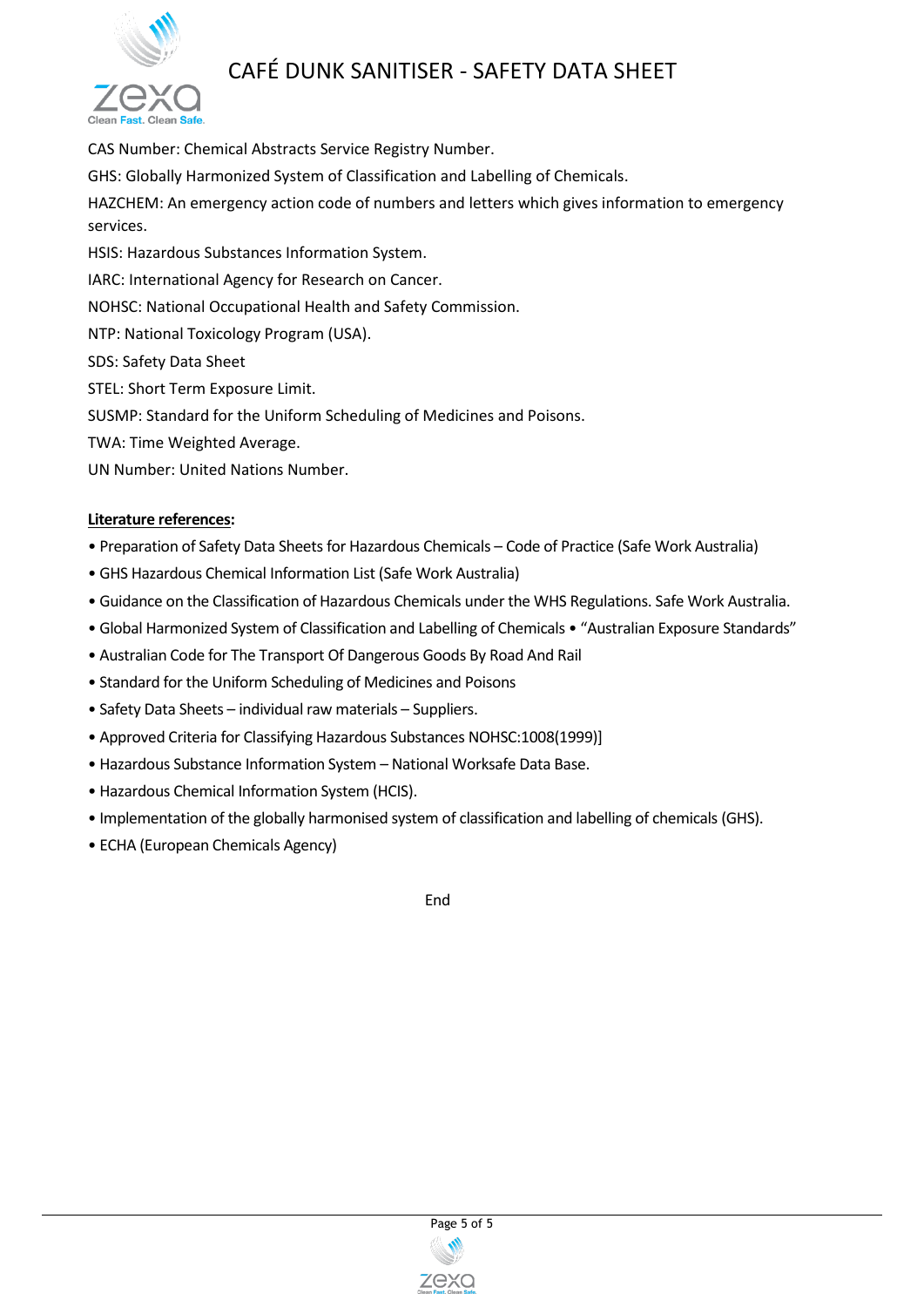CAS Number: Chemical Abstracts Service Registry Number.

GHS: Globally Harmonized System of Classification and Labelling of Chemicals.

HAZCHEM: An emergency action code of numbers and letters which gives information to emergency services.

HSIS: Hazardous Substances Information System.

IARC: International Agency for Research on Cancer.

NOHSC: National Occupational Health and Safety Commission.

NTP: National Toxicology Program (USA).

SDS: Safety Data Sheet

STEL: Short Term Exposure Limit.

SUSMP: Standard for the Uniform Scheduling of Medicines and Poisons.

TWA: Time Weighted Average.

UN Number: United Nations Number.

**Literature references:**

- Preparation of Safety Data Sheets for Hazardous Chemicals – Code of Practice (Safe Work Australia)
- GHS Hazardous Chemical Information List (Safe Work Australia)
- Guidance on the Classification of Hazardous Chemicals under the WHS Regulations. Safe Work Australia.
- Global Harmonized System of Classification and Labelling of Chemicals • "Australian Exposure Standards"
- Australian Code for The Transport Of Dangerous Goods By Road And Rail
- Standard for the Uniform Scheduling of Medicines and Poisons
- Safety Data Sheets – individual raw materials – Suppliers.
- Approved Criteria for Classifying Hazardous Substances NOHSC:1008(1999)]
- Hazardous Substance Information System – National Worksafe Data Base.
- Hazardous Chemical Information System (HCIS).
- Implementation of the globally harmonised system of classification and labelling of chemicals (GHS).
- ECHA (European Chemicals Agency)

End